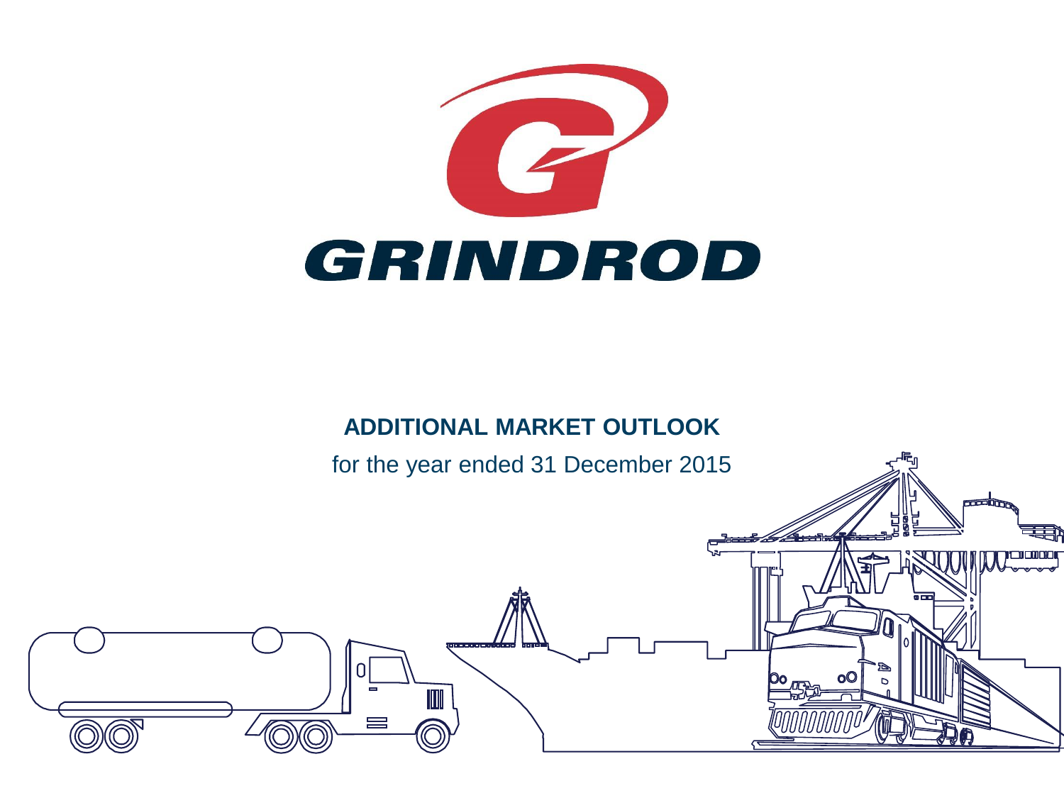GRINDROD

# ADDITIONAL MARKET OUTLOOK

for the year ended 31 December 2015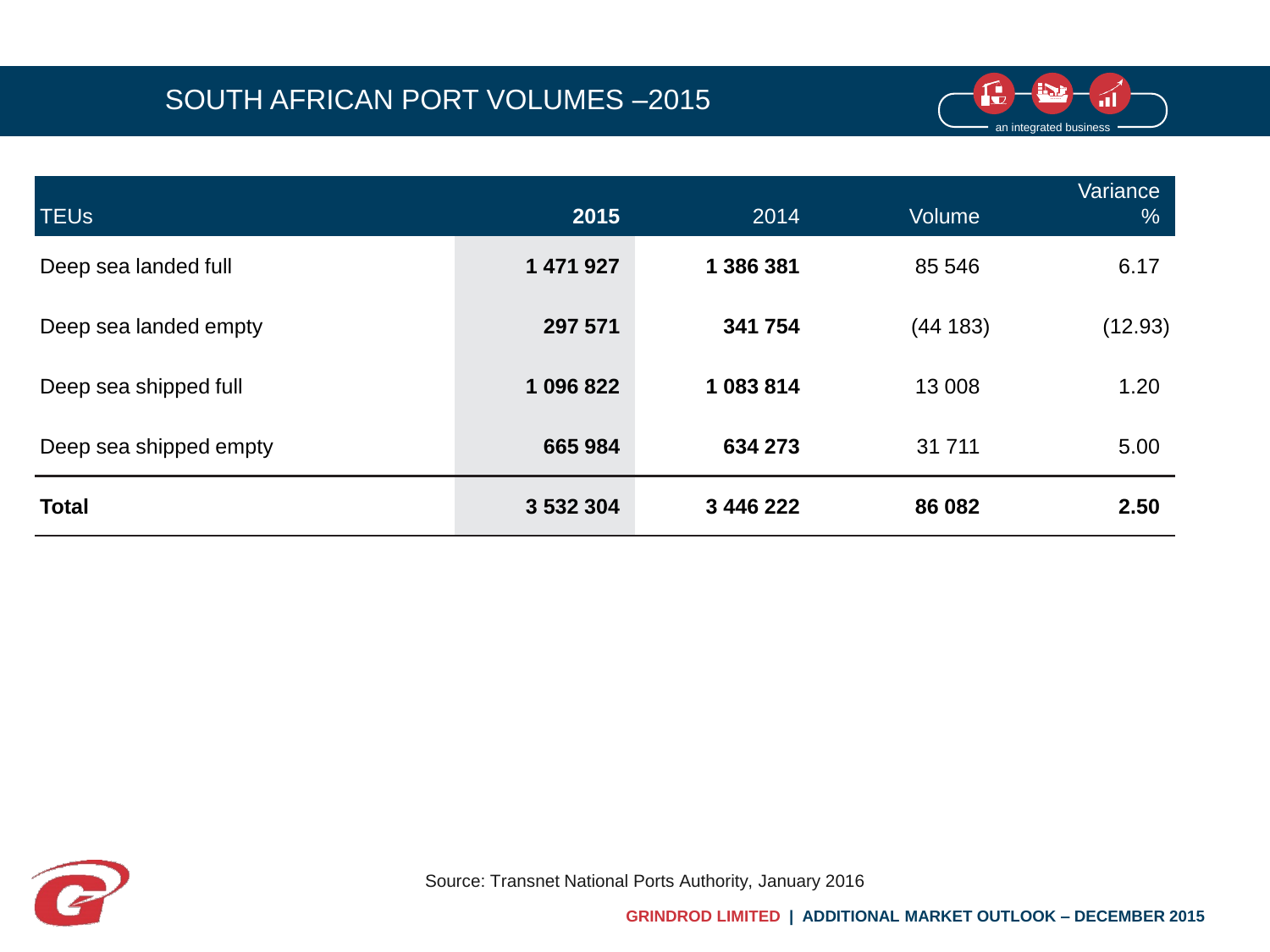# SOUTH AFRICAN PORT VOLUMES –2015

| TEUs | 2015 | 2014 | Volume | Variance % |
|---|---|---|---|---|
| Deep sea landed full | **1 471 927** | **1 386 381** | 85 546 | 6.17 |
| Deep sea landed empty | **297 571** | **341 754** | (44 183) | (12.93) |
| Deep sea shipped full | **1 096 822** | **1 083 814** | 13 008 | 1.20 |
| Deep sea shipped empty | **665 984** | **634 273** | 31 711 | 5.00 |
| **Total** | **3 532 304** | **3 446 222** | **86 082** | **2.50** |

Source: Transnet National Ports Authority, January 2016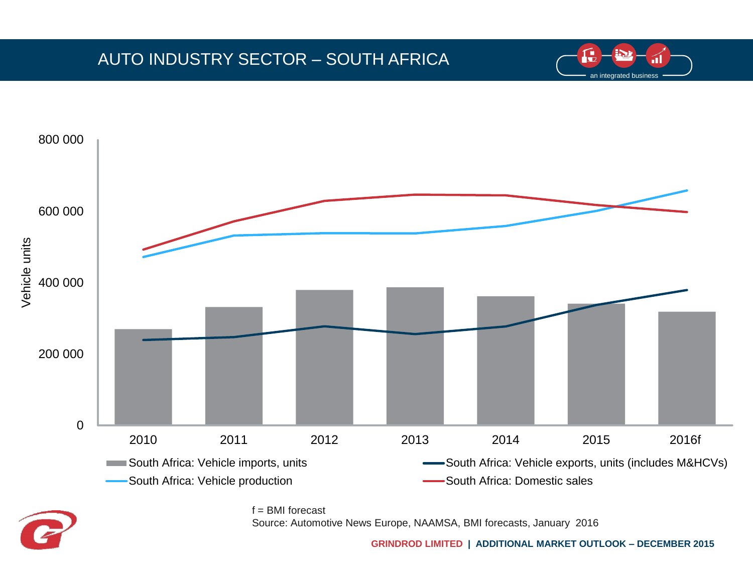# AUTO INDUSTRY SECTOR – SOUTH AFRICA

an integrated business

Vehicle units

800 000
600 000
400 000
200 000
0

2010 2011 2012 2013 2014 2015 2016f

South Africa: Vehicle imports, units
South Africa: Vehicle exports, units (includes M&HCVs)
South Africa: Vehicle production
South Africa: Domestic sales

f = BMI forecast

Source: Automotive News Europe, NAAMSA, BMI forecasts, January 2016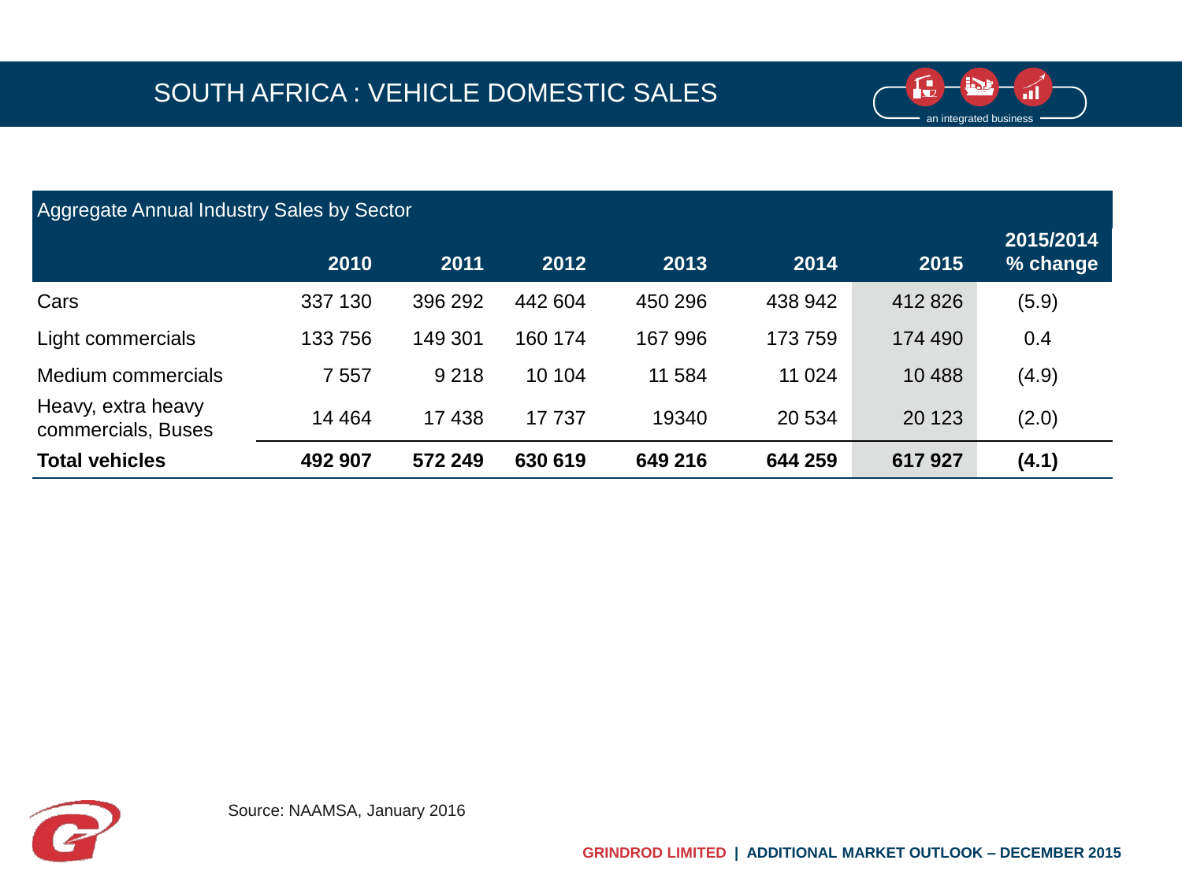# SOUTH AFRICA : VEHICLE DOMESTIC SALES

| Aggregate Annual Industry Sales by Sector | 2010 | 2011 | 2012 | 2013 | 2014 | 2015 | 2015/2014 % change |
|---|---|---|---|---|---|---|---|
| Cars | 337 130 | 396 292 | 442 604 | 450 296 | 438 942 | 412 826 | (5.9) |
| Light commercials | 133 756 | 149 301 | 160 174 | 167 996 | 173 759 | 174 490 | 0.4 |
| Medium commercials | 7 557 | 9 218 | 10 104 | 11 584 | 11 024 | 10 488 | (4.9) |
| Heavy, extra heavy commercials, Buses | 14 464 | 17 438 | 17 737 | 19340 | 20 534 | 20 123 | (2.0) |
| **Total vehicles** | **492 907** | **572 249** | **630 619** | **649 216** | **644 259** | **617 927** | **(4.1)** |

Source: NAAMSA, January 2016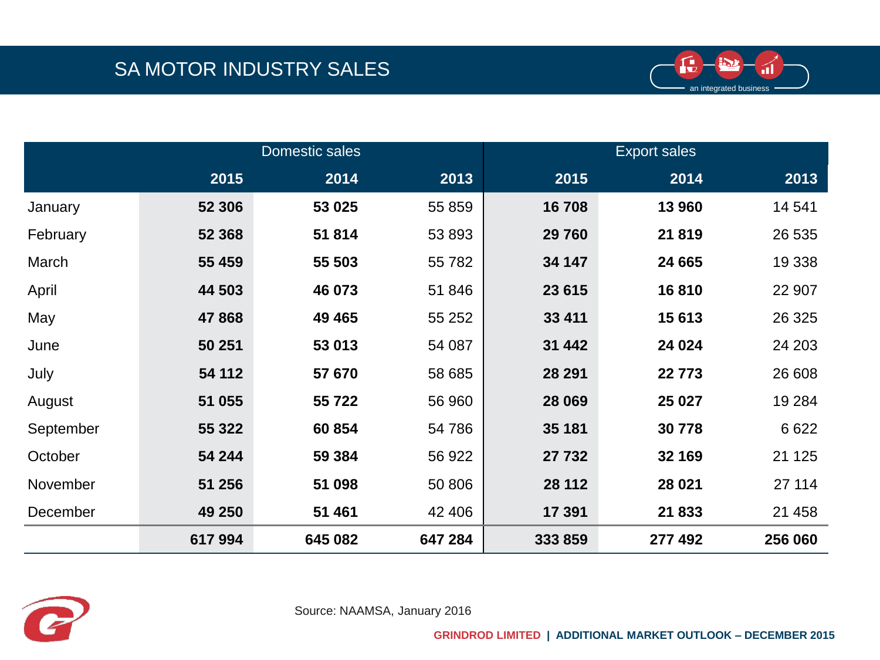# SA MOTOR INDUSTRY SALES

| | Domestic sales | | | Export sales | | |
|---|---|---|---|---|---|---|
| | **2015** | **2014** | **2013** | **2015** | **2014** | **2013** |
| January | **52 306** | **53 025** | 55 859 | **16 708** | **13 960** | 14 541 |
| February | **52 368** | **51 814** | 53 893 | **29 760** | **21 819** | 26 535 |
| March | **55 459** | **55 503** | 55 782 | **34 147** | **24 665** | 19 338 |
| April | **44 503** | **46 073** | 51 846 | **23 615** | **16 810** | 22 907 |
| May | **47 868** | **49 465** | 55 252 | **33 411** | **15 613** | 26 325 |
| June | **50 251** | **53 013** | 54 087 | **31 442** | **24 024** | 24 203 |
| July | **54 112** | **57 670** | 58 685 | **28 291** | **22 773** | 26 608 |
| August | **51 055** | **55 722** | 56 960 | **28 069** | **25 027** | 19 284 |
| September | **55 322** | **60 854** | 54 786 | **35 181** | **30 778** | 6 622 |
| October | **54 244** | **59 384** | 56 922 | **27 732** | **32 169** | 21 125 |
| November | **51 256** | **51 098** | 50 806 | **28 112** | **28 021** | 27 114 |
| December | **49 250** | **51 461** | 42 406 | **17 391** | **21 833** | 21 458 |
| | **617 994** | **645 082** | **647 284** | **333 859** | **277 492** | **256 060** |

Source: NAAMSA, January 2016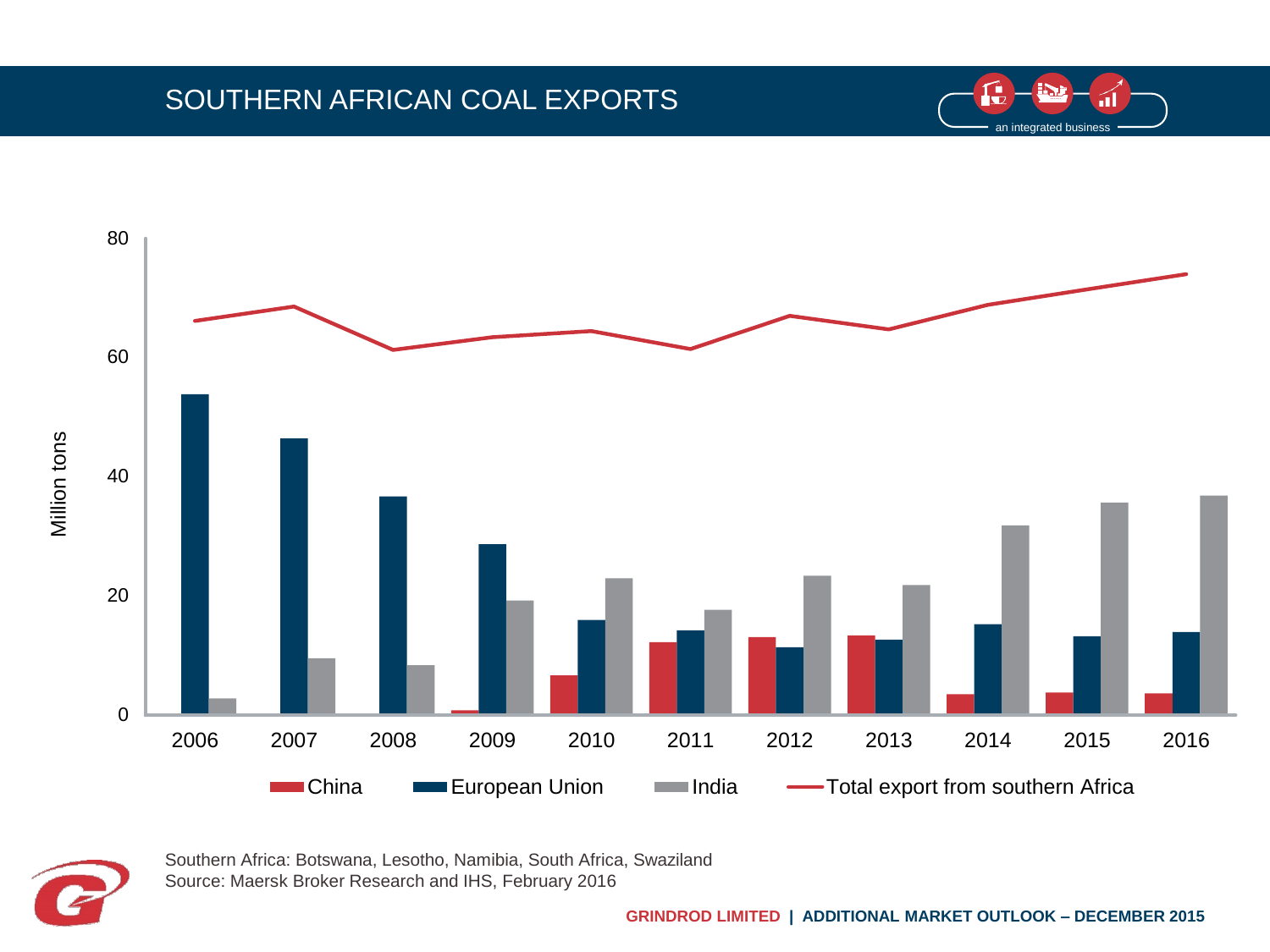# SOUTHERN AFRICAN COAL EXPORTS

Million tons

China | European Union | India | Total export from southern Africa

2006 2007 2008 2009 2010 2011 2012 2013 2014 2015 2016

Southern Africa: Botswana, Lesotho, Namibia, South Africa, Swaziland
Source: Maersk Broker Research and IHS, February 2016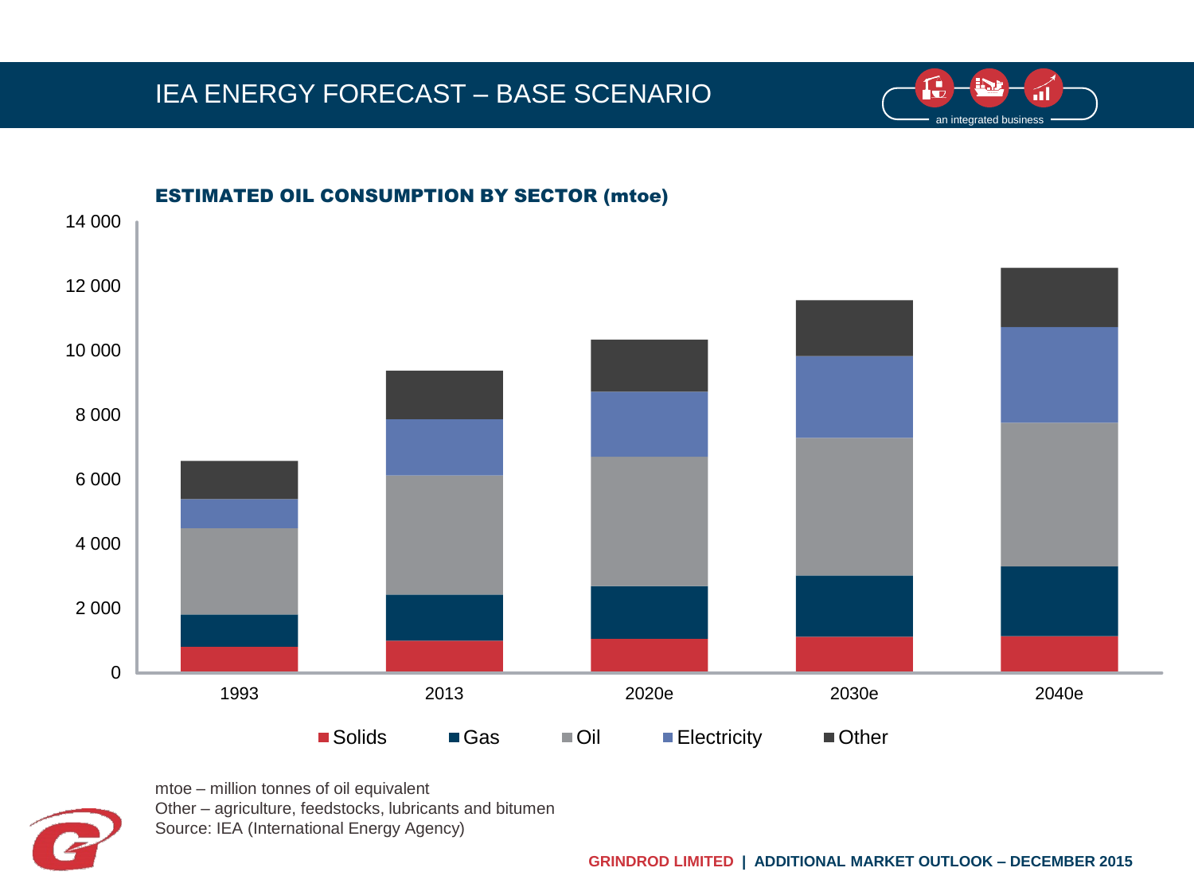# IEA ENERGY FORECAST – BASE SCENARIO

**ESTIMATED OIL CONSUMPTION BY SECTOR (mtoe)**

mtoe – million tonnes of oil equivalent
Other – agriculture, feedstocks, lubricants and bitumen
Source: IEA (International Energy Agency)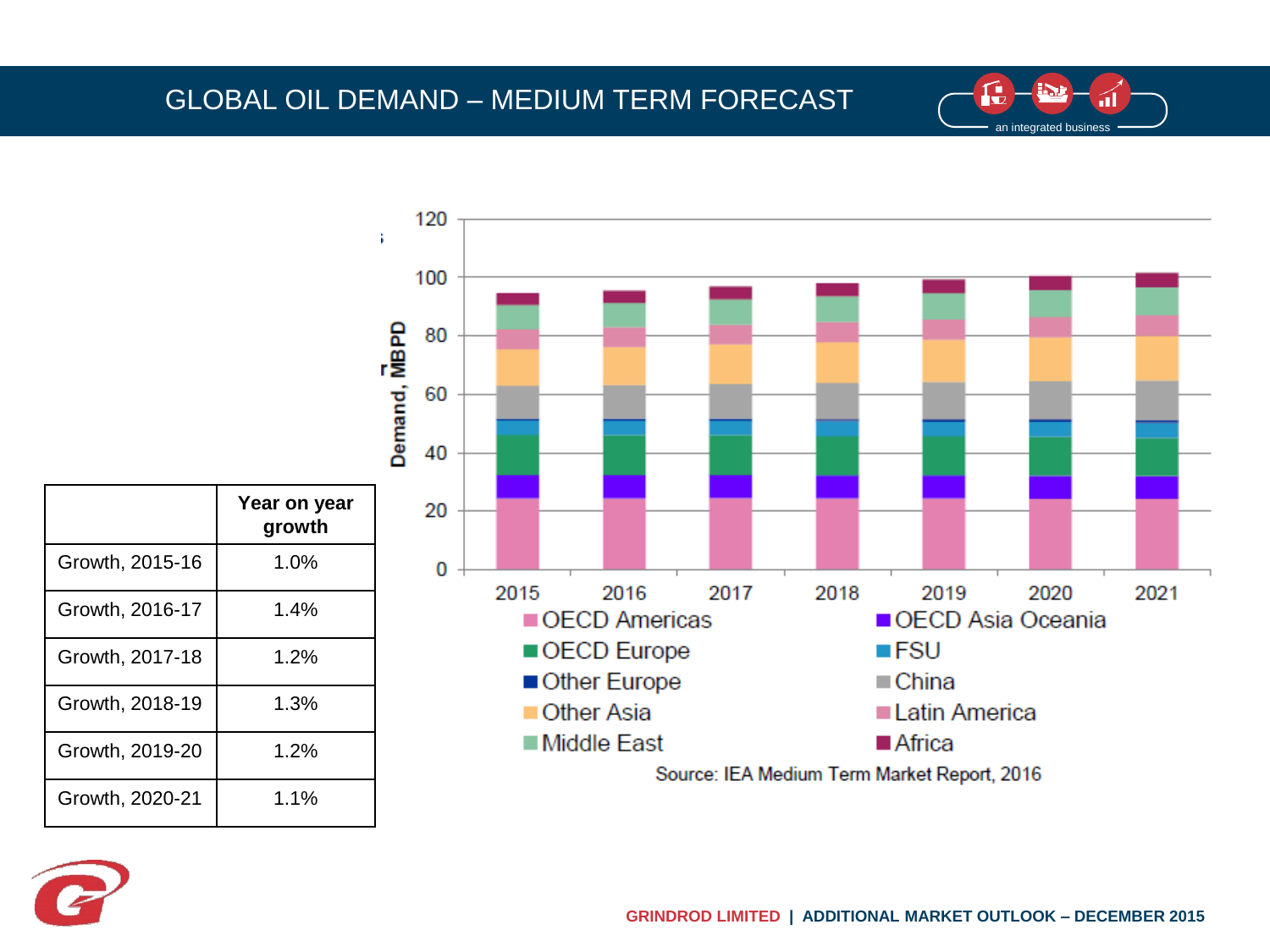# GLOBAL OIL DEMAND – MEDIUM TERM FORECAST

|  | Year on year growth |
|---|---|
| Growth, 2015-16 | 1.0% |
| Growth, 2016-17 | 1.4% |
| Growth, 2017-18 | 1.2% |
| Growth, 2018-19 | 1.3% |
| Growth, 2019-20 | 1.2% |
| Growth, 2020-21 | 1.1% |

Demand, MBPD

Legend: OECD Americas, OECD Asia Oceania, OECD Europe, FSU, Other Europe, China, Other Asia, Latin America, Middle East, Africa

Source: IEA Medium Term Market Report, 2016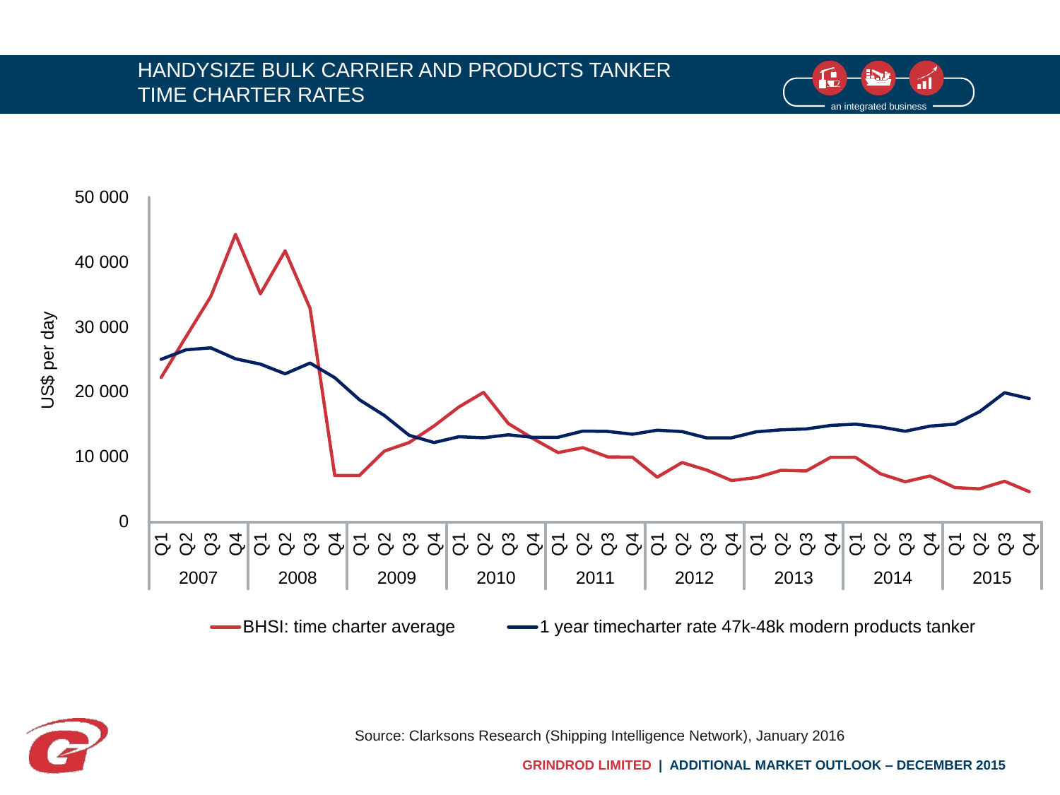# HANDYSIZE BULK CARRIER AND PRODUCTS TANKER TIME CHARTER RATES

Source: Clarksons Research (Shipping Intelligence Network), January 2016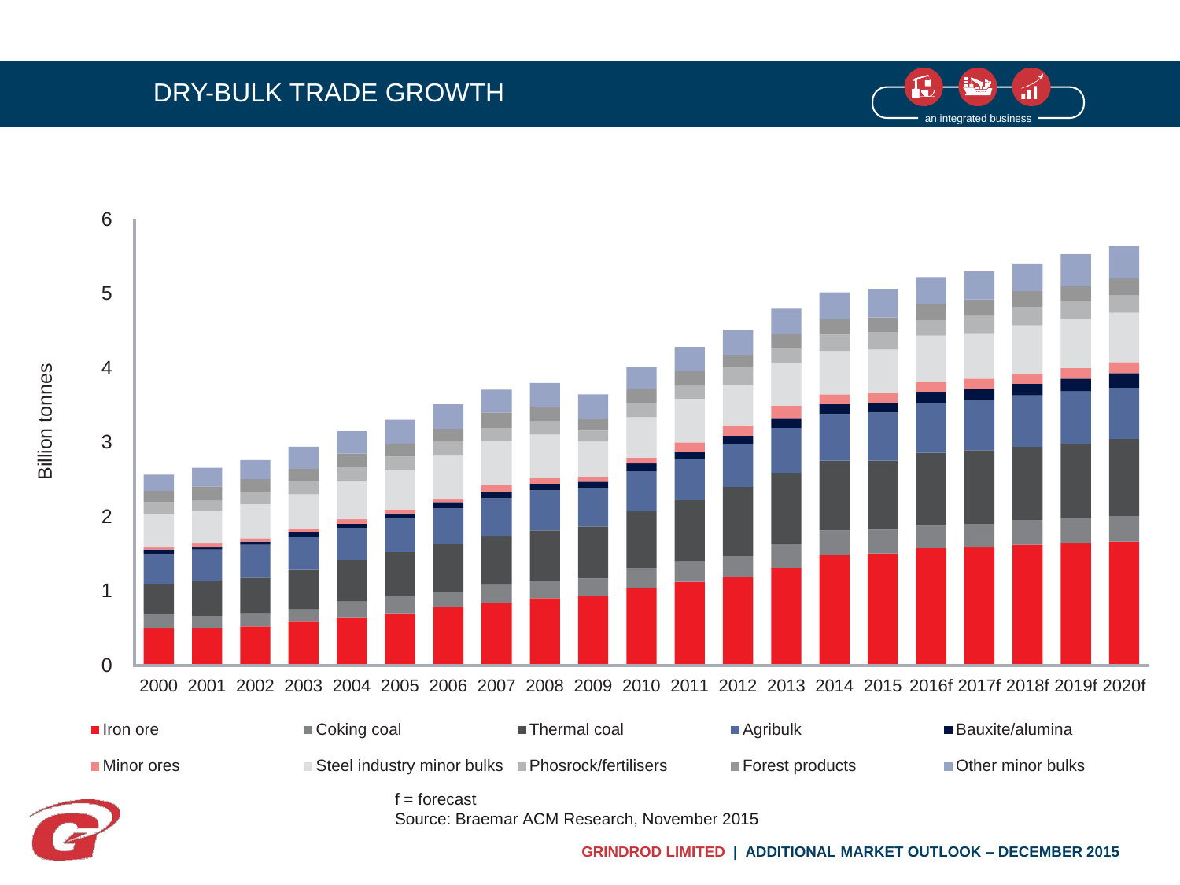# DRY-BULK TRADE GROWTH

Billion tonnes

6
5
4
3
2
1
0

2000 2001 2002 2003 2004 2005 2006 2007 2008 2009 2010 2011 2012 2013 2014 2015 2016f 2017f 2018f 2019f 2020f

- Iron ore
- Coking coal
- Thermal coal
- Agribulk
- Bauxite/alumina
- Minor ores
- Steel industry minor bulks
- Phosrock/fertilisers
- Forest products
- Other minor bulks

f = forecast

Source: Braemar ACM Research, November 2015

**GRINDROD LIMITED | ADDITIONAL MARKET OUTLOOK – DECEMBER 2015**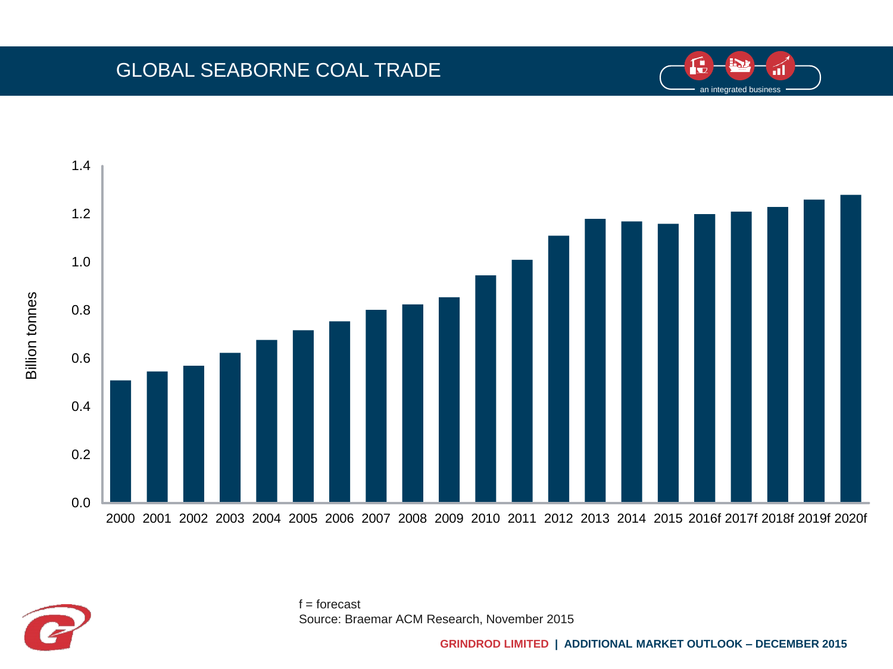# GLOBAL SEABORNE COAL TRADE

an integrated business

| Year | Billion tonnes |
|---|---|
| 2000 | 0.51 |
| 2001 | 0.55 |
| 2002 | 0.57 |
| 2003 | 0.62 |
| 2004 | 0.68 |
| 2005 | 0.72 |
| 2006 | 0.76 |
| 2007 | 0.80 |
| 2008 | 0.83 |
| 2009 | 0.86 |
| 2010 | 0.94 |
| 2011 | 1.01 |
| 2012 | 1.11 |
| 2013 | 1.18 |
| 2014 | 1.17 |
| 2015 | 1.16 |
| 2016f | 1.20 |
| 2017f | 1.21 |
| 2018f | 1.23 |
| 2019f | 1.26 |
| 2020f | 1.28 |

f = forecast

Source: Braemar ACM Research, November 2015

GRINDROD LIMITED | ADDITIONAL MARKET OUTLOOK – DECEMBER 2015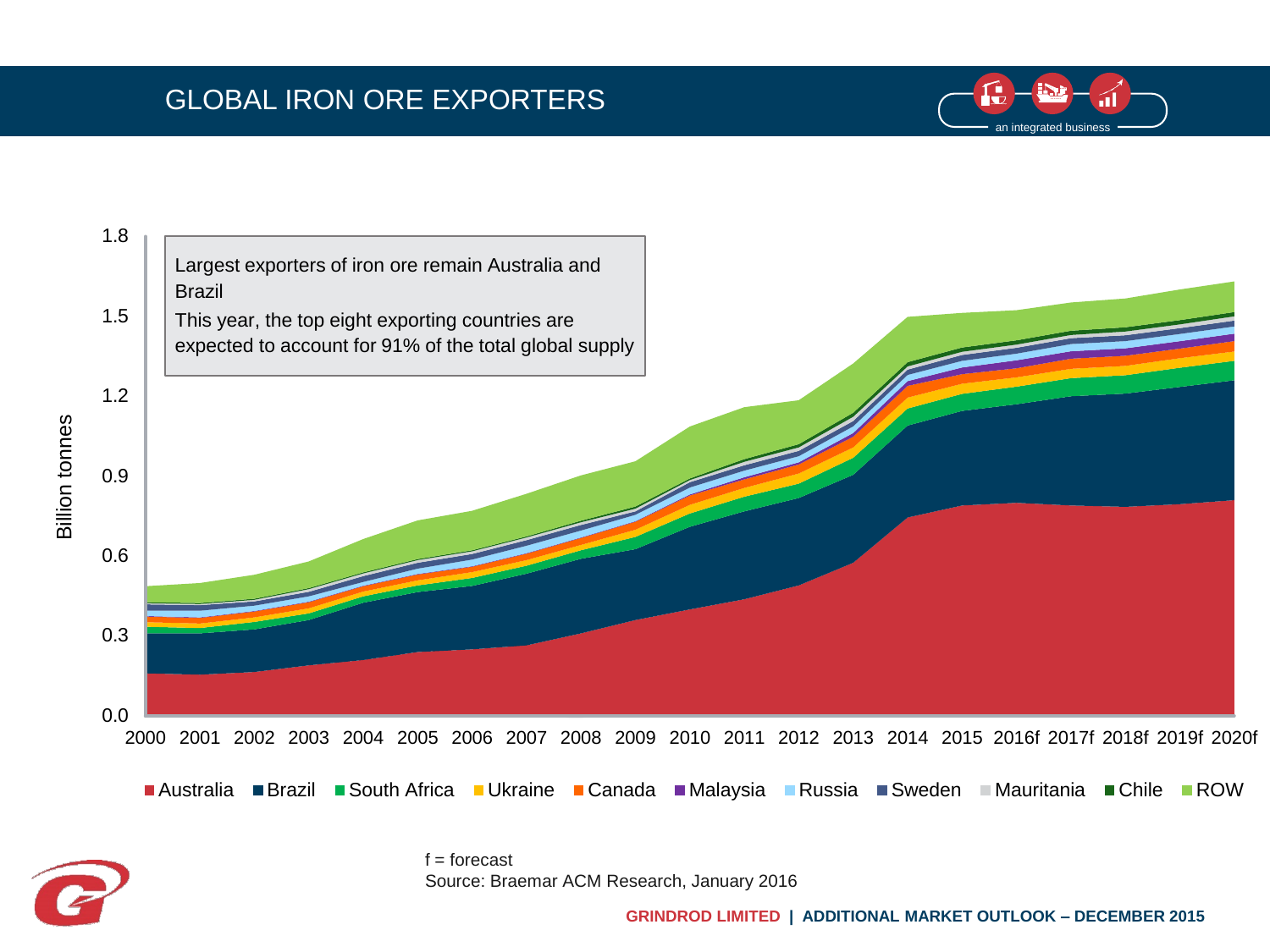# GLOBAL IRON ORE EXPORTERS

Largest exporters of iron ore remain Australia and Brazil

This year, the top eight exporting countries are expected to account for 91% of the total global supply

Billion tonnes

Australia, Brazil, South Africa, Ukraine, Canada, Malaysia, Russia, Sweden, Mauritania, Chile, ROW

f = forecast

Source: Braemar ACM Research, January 2016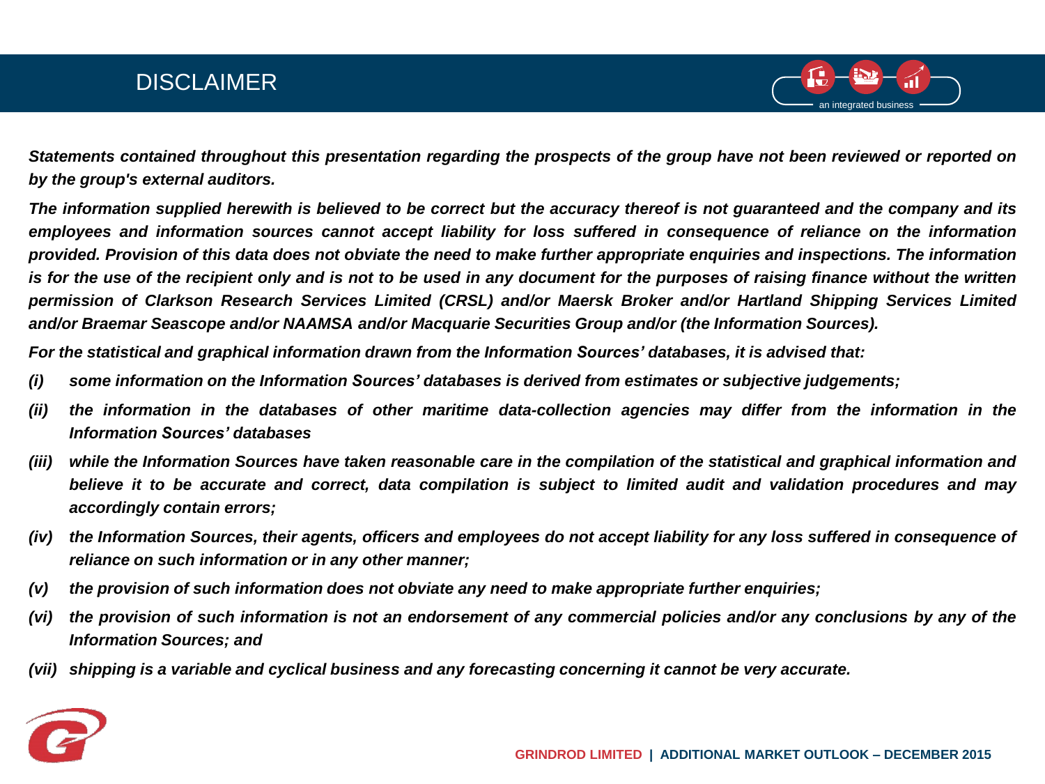# DISCLAIMER

***Statements contained throughout this presentation regarding the prospects of the group have not been reviewed or reported on by the group's external auditors.***

***The information supplied herewith is believed to be correct but the accuracy thereof is not guaranteed and the company and its employees and information sources cannot accept liability for loss suffered in consequence of reliance on the information provided. Provision of this data does not obviate the need to make further appropriate enquiries and inspections. The information is for the use of the recipient only and is not to be used in any document for the purposes of raising finance without the written permission of Clarkson Research Services Limited (CRSL) and/or Maersk Broker and/or Hartland Shipping Services Limited and/or Braemar Seascope and/or NAAMSA and/or Macquarie Securities Group and/or (the Information Sources).***

***For the statistical and graphical information drawn from the Information Sources' databases, it is advised that:***

- ***(i) some information on the Information Sources' databases is derived from estimates or subjective judgements;***
- ***(ii) the information in the databases of other maritime data-collection agencies may differ from the information in the Information Sources' databases***
- ***(iii) while the Information Sources have taken reasonable care in the compilation of the statistical and graphical information and believe it to be accurate and correct, data compilation is subject to limited audit and validation procedures and may accordingly contain errors;***
- ***(iv) the Information Sources, their agents, officers and employees do not accept liability for any loss suffered in consequence of reliance on such information or in any other manner;***
- ***(v) the provision of such information does not obviate any need to make appropriate further enquiries;***
- ***(vi) the provision of such information is not an endorsement of any commercial policies and/or any conclusions by any of the Information Sources; and***
- ***(vii) shipping is a variable and cyclical business and any forecasting concerning it cannot be very accurate.***